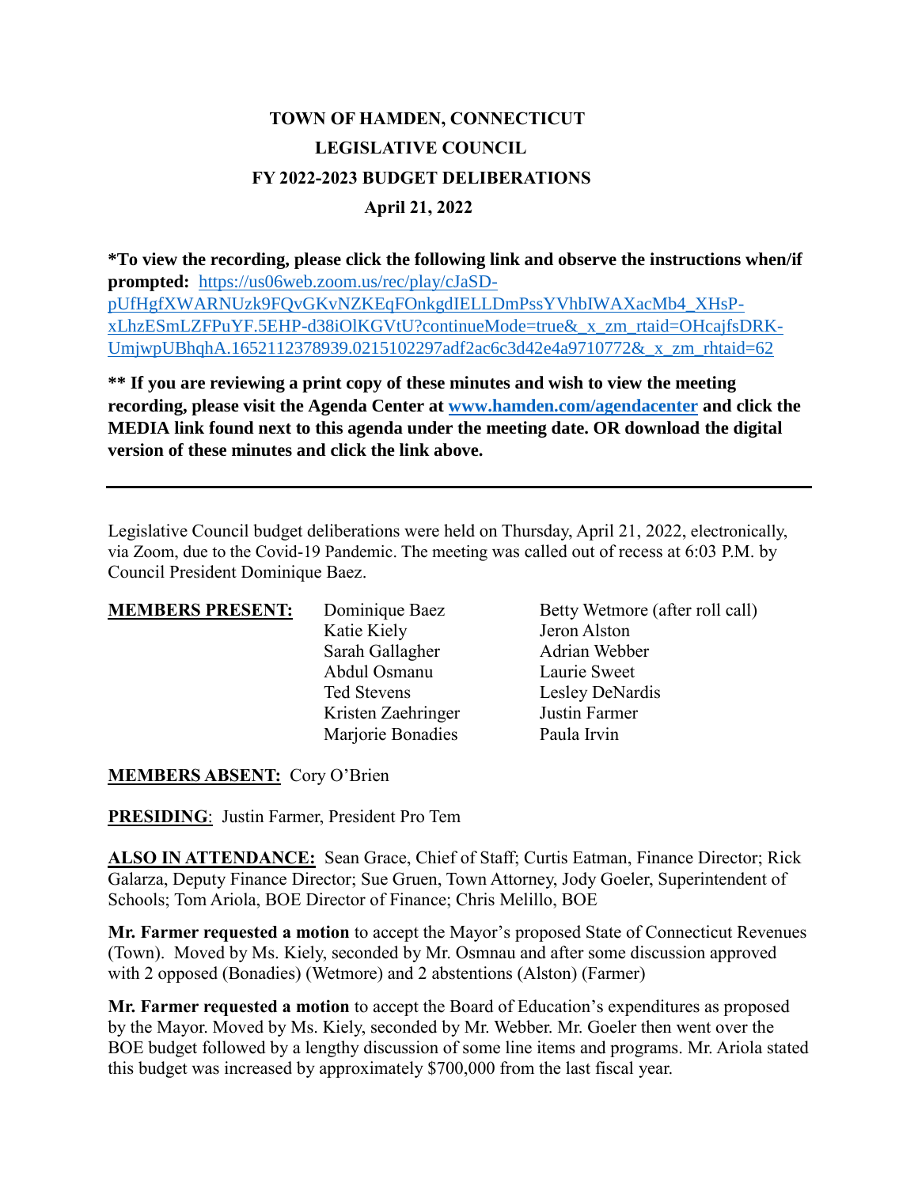# TOWN OF HAMDEN, CONNECTICUT
## LEGISLATIVE COUNCIL
## FY 2022-2023 BUDGET DELIBERATIONS
### April 21, 2022

**\*To view the recording, please click the following link and observe the instructions when/if prompted:** [https://us06web.zoom.us/rec/play/cJaSD-pUfHgfXWARNUzk9FQvGKvNZKEqFOnkgdIELLDmPssYVhbIWAXacMb4_XHsP-xLhzESmLZFPuYF.5EHP-d38iOlKGVtU?continueMode=true&_x_zm_rtaid=OHcajfsDRK-UmjwpUBhqhA.1652112378939.0215102297adf2ac6c3d42e4a9710772&_x_zm_rhtaid=62](https://us06web.zoom.us/rec/play/cJaSD-pUfHgfXWARNUzk9FQvGKvNZKEqFOnkgdIELLDmPssYVhbIWAXacMb4_XHsP-xLhzESmLZFPuYF.5EHP-d38iOlKGVtU?continueMode=true&_x_zm_rtaid=OHcajfsDRK-UmjwpUBhqhA.1652112378939.0215102297adf2ac6c3d42e4a9710772&_x_zm_rhtaid=62)

**\*\* If you are reviewing a print copy of these minutes and wish to view the meeting recording, please visit the Agenda Center at [www.hamden.com/agendacenter](http://www.hamden.com/agendacenter) and click the MEDIA link found next to this agenda under the meeting date. OR download the digital version of these minutes and click the link above.**

---

Legislative Council budget deliberations were held on Thursday, April 21, 2022, electronically, via Zoom, due to the Covid-19 Pandemic. The meeting was called out of recess at 6:03 P.M. by Council President Dominique Baez.

**MEMBERS PRESENT:**

| | |
|---|---|
| Dominique Baez | Betty Wetmore (after roll call) |
| Katie Kiely | Jeron Alston |
| Sarah Gallagher | Adrian Webber |
| Abdul Osmanu | Laurie Sweet |
| Ted Stevens | Lesley DeNardis |
| Kristen Zaehringer | Justin Farmer |
| Marjorie Bonadies | Paula Irvin |

**MEMBERS ABSENT:** Cory O'Brien

**PRESIDING**: Justin Farmer, President Pro Tem

**ALSO IN ATTENDANCE:** Sean Grace, Chief of Staff; Curtis Eatman, Finance Director; Rick Galarza, Deputy Finance Director; Sue Gruen, Town Attorney, Jody Goeler, Superintendent of Schools; Tom Ariola, BOE Director of Finance; Chris Melillo, BOE

**Mr. Farmer requested a motion** to accept the Mayor's proposed State of Connecticut Revenues (Town). Moved by Ms. Kiely, seconded by Mr. Osmnau and after some discussion approved with 2 opposed (Bonadies) (Wetmore) and 2 abstentions (Alston) (Farmer)

**Mr. Farmer requested a motion** to accept the Board of Education's expenditures as proposed by the Mayor. Moved by Ms. Kiely, seconded by Mr. Webber. Mr. Goeler then went over the BOE budget followed by a lengthy discussion of some line items and programs. Mr. Ariola stated this budget was increased by approximately $700,000 from the last fiscal year.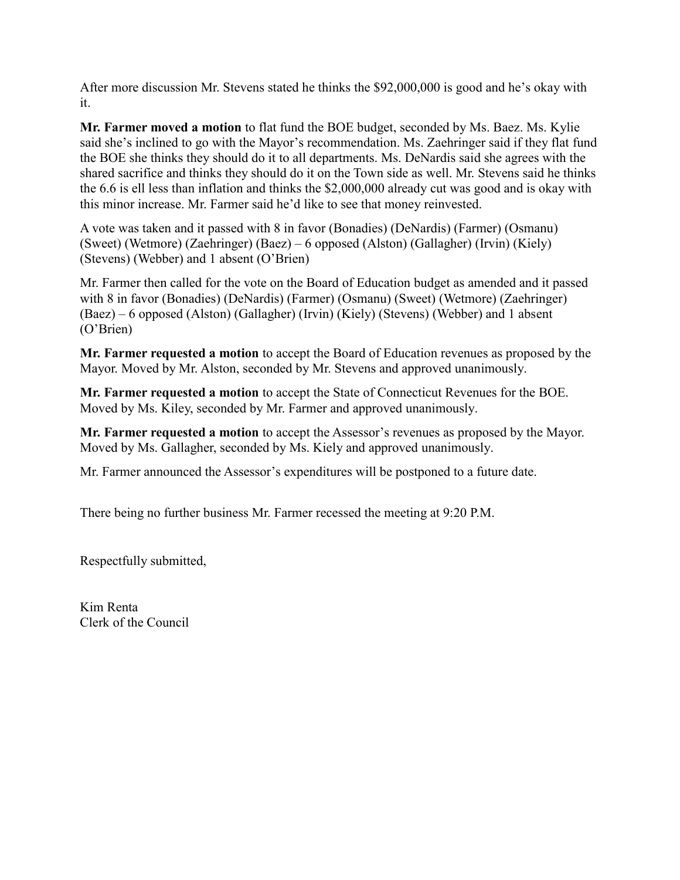After more discussion Mr. Stevens stated he thinks the $92,000,000 is good and he's okay with it.

**Mr. Farmer moved a motion** to flat fund the BOE budget, seconded by Ms. Baez. Ms. Kylie said she's inclined to go with the Mayor's recommendation. Ms. Zaehringer said if they flat fund the BOE she thinks they should do it to all departments. Ms. DeNardis said she agrees with the shared sacrifice and thinks they should do it on the Town side as well. Mr. Stevens said he thinks the 6.6 is ell less than inflation and thinks the $2,000,000 already cut was good and is okay with this minor increase. Mr. Farmer said he'd like to see that money reinvested.

A vote was taken and it passed with 8 in favor (Bonadies) (DeNardis) (Farmer) (Osmanu) (Sweet) (Wetmore) (Zaehringer) (Baez) – 6 opposed (Alston) (Gallagher) (Irvin) (Kiely) (Stevens) (Webber) and 1 absent (O'Brien)

Mr. Farmer then called for the vote on the Board of Education budget as amended and it passed with 8 in favor (Bonadies) (DeNardis) (Farmer) (Osmanu) (Sweet) (Wetmore) (Zaehringer) (Baez) – 6 opposed (Alston) (Gallagher) (Irvin) (Kiely) (Stevens) (Webber) and 1 absent (O'Brien)

**Mr. Farmer requested a motion** to accept the Board of Education revenues as proposed by the Mayor. Moved by Mr. Alston, seconded by Mr. Stevens and approved unanimously.

**Mr. Farmer requested a motion** to accept the State of Connecticut Revenues for the BOE. Moved by Ms. Kiley, seconded by Mr. Farmer and approved unanimously.

**Mr. Farmer requested a motion** to accept the Assessor's revenues as proposed by the Mayor. Moved by Ms. Gallagher, seconded by Ms. Kiely and approved unanimously.

Mr. Farmer announced the Assessor's expenditures will be postponed to a future date.

There being no further business Mr. Farmer recessed the meeting at 9:20 P.M.

Respectfully submitted,

Kim Renta
Clerk of the Council